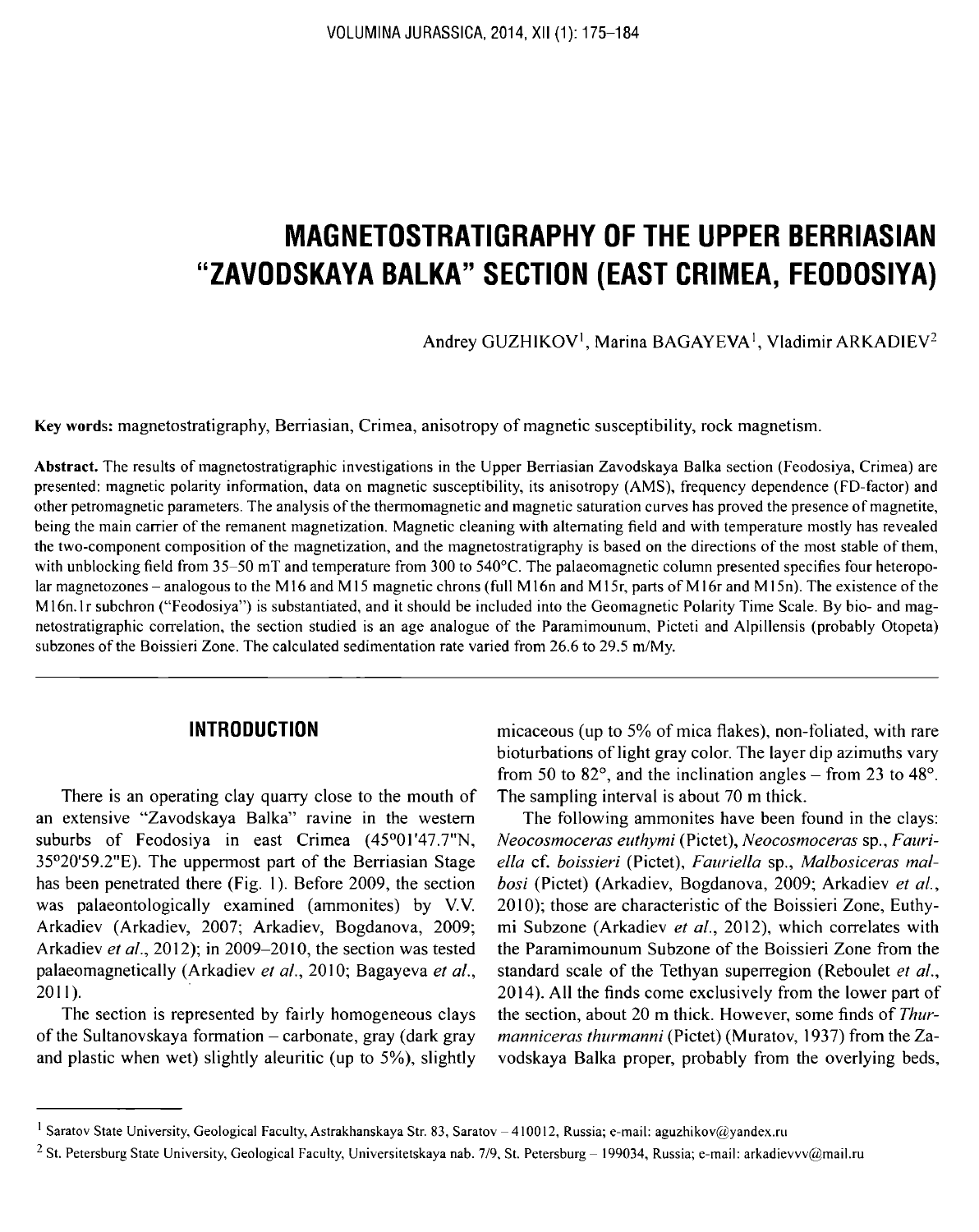# MAGNETOSTRATIGRAPHY OF THE UPPER BERRIASIAN "ZAVODSKAYA BALKA" SECTION (EAST CRIMEA, FEODOSIYA)

Andrey GUZHIKOV[1], Marina BAGAYEVA[1], Vladimir ARKADIEV[2]

**Key words:** magnetostratigraphy, Berriasian, Crimea, anisotropy of magnetic susceptibility, rock magnetism.

**Abstract.** The results of magnetostratigraphic investigations in the Upper Berriasian Zavodskaya Balka section (Feodosiya, Crimea) are presented: magnetic polarity information, data on magnetic susceptibility, its anisotropy (AMS), frequency dependence (FD-factor) and other petromagnetic parameters. The analysis of the thermomagnetic and magnetic saturation curves has proved the presence of magnetite, being the main carrier of the remanent magnetization. Magnetic cleaning with alternating field and with temperature mostly has revealed the two-component composition of the magnetization, and the magnetostratigraphy is based on the directions of the most stable of them, with unblocking field from 35–50 mT and temperature from 300 to 540°C. The palaeomagnetic column presented specifies four heteropolar magnetozones – analogous to the M16 and M15 magnetic chrons (full M16n and M15r, parts of M16r and M15n). The existence of the M16n.1r subchron ("Feodosiya") is substantiated, and it should be included into the Geomagnetic Polarity Time Scale. By bio- and magnetostratigraphic correlation, the section studied is an age analogue of the Paramimounum, Picteti and Alpillensis (probably Otopeta) subzones of the Boissieri Zone. The calculated sedimentation rate varied from 26.6 to 29.5 m/My.

## INTRODUCTION

There is an operating clay quarry close to the mouth of an extensive "Zavodskaya Balka" ravine in the western suburbs of Feodosiya in east Crimea (45°01'47.7"N, 35°20'59.2"E). The uppermost part of the Berriasian Stage has been penetrated there (Fig. 1). Before 2009, the section was palaeontologically examined (ammonites) by V.V. Arkadiev (Arkadiev, 2007; Arkadiev, Bogdanova, 2009; Arkadiev *et al.*, 2012); in 2009–2010, the section was tested palaeomagnetically (Arkadiev *et al.*, 2010; Bagayeva *et al.*, 2011).

The section is represented by fairly homogeneous clays of the Sultanovskaya formation – carbonate, gray (dark gray and plastic when wet) slightly aleuritic (up to 5%), slightly micaceous (up to 5% of mica flakes), non-foliated, with rare bioturbations of light gray color. The layer dip azimuths vary from 50 to 82°, and the inclination angles – from 23 to 48°. The sampling interval is about 70 m thick.

The following ammonites have been found in the clays: *Neocosmoceras euthymi* (Pictet), *Neocosmoceras* sp., *Fauriella* cf. *boissieri* (Pictet), *Fauriella* sp., *Malbosiceras malbosi* (Pictet) (Arkadiev, Bogdanova, 2009; Arkadiev *et al.*, 2010); those are characteristic of the Boissieri Zone, Euthymi Subzone (Arkadiev *et al.*, 2012), which correlates with the Paramimounum Subzone of the Boissieri Zone from the standard scale of the Tethyan superregion (Reboulet *et al.*, 2014). All the finds come exclusively from the lower part of the section, about 20 m thick. However, some finds of *Thurmanniceras thurmanni* (Pictet) (Muratov, 1937) from the Zavodskaya Balka proper, probably from the overlying beds,

---

[1] Saratov State University, Geological Faculty, Astrakhanskaya Str. 83, Saratov – 410012, Russia; e-mail: aguzhikov@yandex.ru

[2] St. Petersburg State University, Geological Faculty, Universitetskaya nab. 7/9, St. Petersburg – 199034, Russia; e-mail: arkadievvv@mail.ru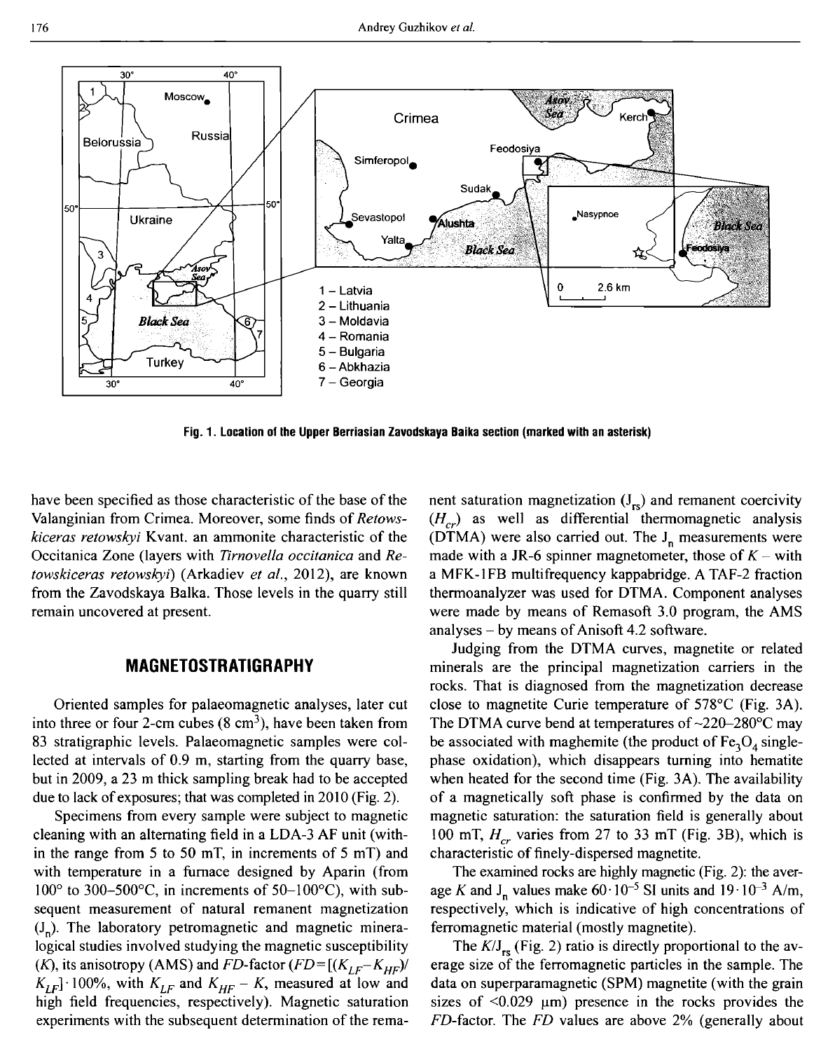Fig. 1. Location of the Upper Berriasian Zavodskaya Baika section (marked with an asterisk)

have been specified as those characteristic of the base of the Valanginian from Crimea. Moreover, some finds of *Retowskiceras retowskyi* Kvant. an ammonite characteristic of the Occitanica Zone (layers with *Tirnovella occitanica* and *Retowskiceras retowskyi*) (Arkadiev *et al.*, 2012), are known from the Zavodskaya Balka. Those levels in the quarry still remain uncovered at present.

## MAGNETOSTRATIGRAPHY

Oriented samples for palaeomagnetic analyses, later cut into three or four 2-cm cubes (8 $cm^3$), have been taken from 83 stratigraphic levels. Palaeomagnetic samples were collected at intervals of 0.9 m, starting from the quarry base, but in 2009, a 23 m thick sampling break had to be accepted due to lack of exposures; that was completed in 2010 (Fig. 2).

Specimens from every sample were subject to magnetic cleaning with an alternating field in a LDA-3 AF unit (within the range from 5 to 50 mT, in increments of 5 mT) and with temperature in a furnace designed by Aparin (from 100° to 300–500°C, in increments of 50–100°C), with subsequent measurement of natural remanent magnetization ($J_n$). The laboratory petromagnetic and magnetic mineralogical studies involved studying the magnetic susceptibility ($K$), its anisotropy (AMS) and *FD*-factor ($FD = [(K_{LF} - K_{HF})/K_{LF}] \cdot 100\%$, with $K_{LF}$ and $K_{HF}$ – $K$, measured at low and high field frequencies, respectively). Magnetic saturation experiments with the subsequent determination of the remanent saturation magnetization ($J_{rs}$) and remanent coercivity ($H_{cr}$) as well as differential thermomagnetic analysis (DTMA) were also carried out. The $J_n$ measurements were made with a JR-6 spinner magnetometer, those of $K$ – with a MFK-1FB multifrequency kappabridge. A TAF-2 fraction thermoanalyzer was used for DTMA. Component analyses were made by means of Remasoft 3.0 program, the AMS analyses – by means of Anisoft 4.2 software.

Judging from the DTMA curves, magnetite or related minerals are the principal magnetization carriers in the rocks. That is diagnosed from the magnetization decrease close to magnetite Curie temperature of 578°C (Fig. 3A). The DTMA curve bend at temperatures of ~220–280°C may be associated with maghemite (the product of $Fe_3O_4$ single-phase oxidation), which disappears turning into hematite when heated for the second time (Fig. 3A). The availability of a magnetically soft phase is confirmed by the data on magnetic saturation: the saturation field is generally about 100 mT, $H_{cr}$ varies from 27 to 33 mT (Fig. 3B), which is characteristic of finely-dispersed magnetite.

The examined rocks are highly magnetic (Fig. 2): the average $K$ and $J_n$ values make $60 \cdot 10^{-5}$ SI units and $19 \cdot 10^{-3}$ A/m, respectively, which is indicative of high concentrations of ferromagnetic material (mostly magnetite).

The $K/J_{rs}$ (Fig. 2) ratio is directly proportional to the average size of the ferromagnetic particles in the sample. The data on superparamagnetic (SPM) magnetite (with the grain sizes of <0.029 μm) presence in the rocks provides the *FD*-factor. The *FD* values are above 2% (generally about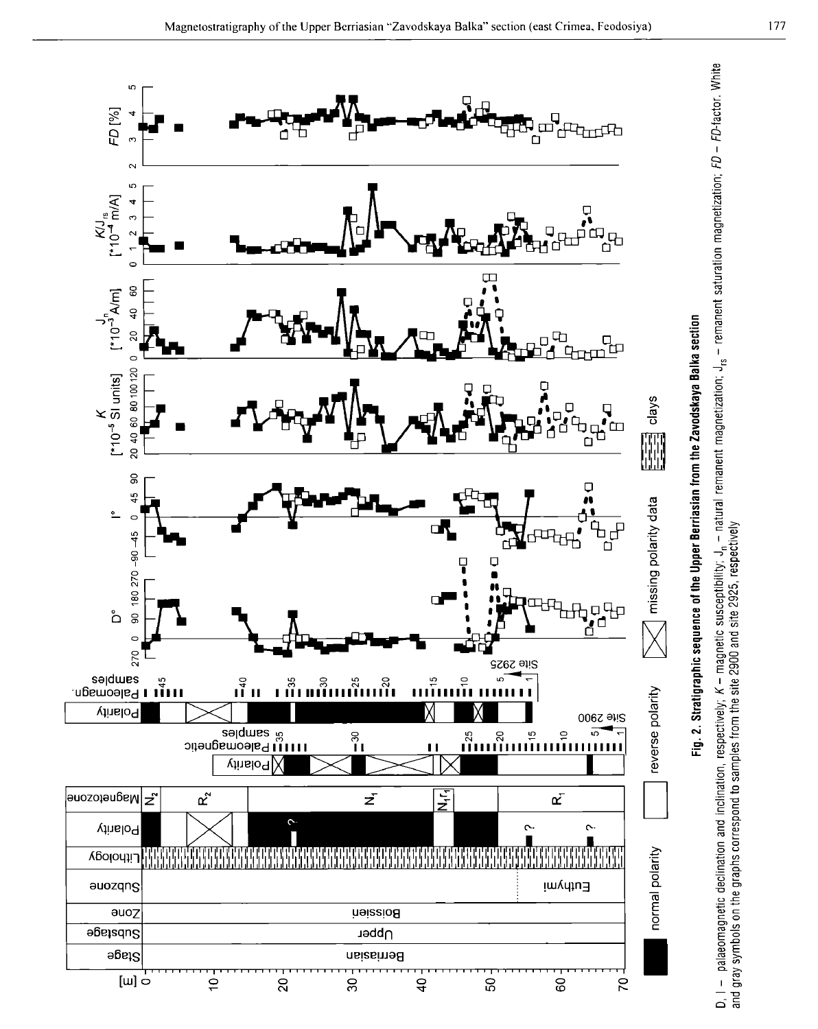**Fig. 2. Stratigraphic sequence of the Upper Berriasian from the Zavodskaya Balka section**

D, I – palaeomagnetic declination and inclination, respectively; *K* – magnetic susceptibility; $J_n$ – natural remanent magnetization; $J_{rs}$ – remanent saturation magnetization; *FD* – *FD*-factor. White and gray symbols on the graphs correspond to samples from the site 2900 and site 2925, respectively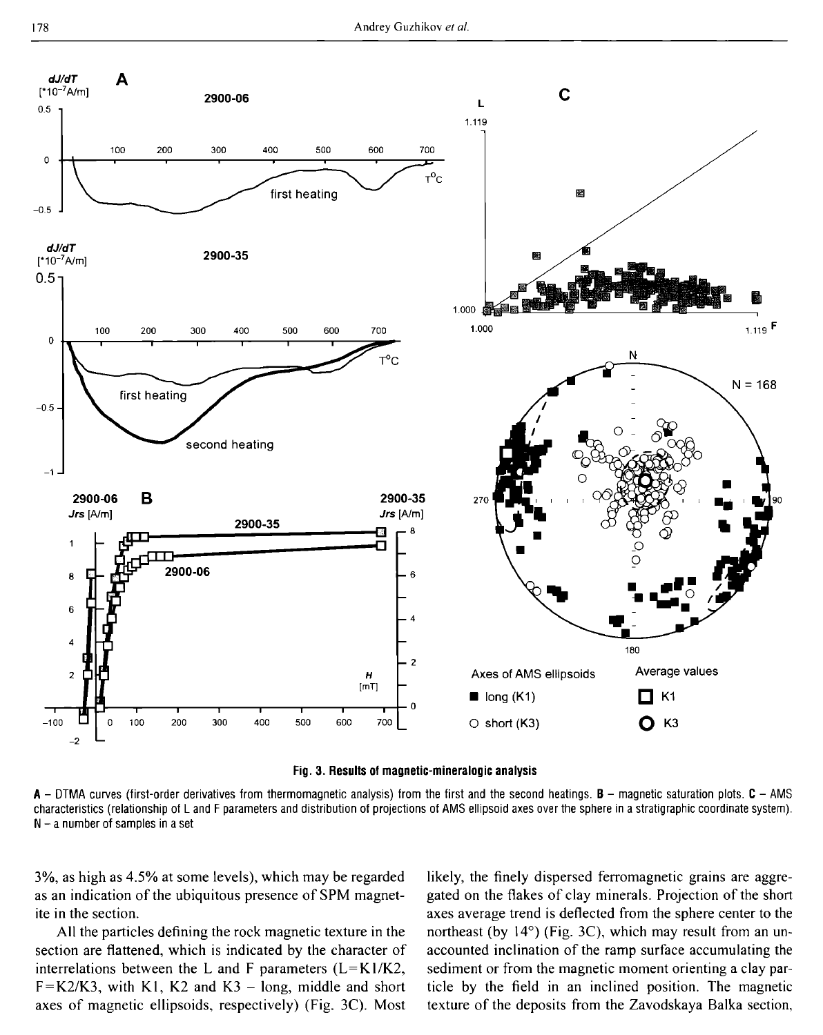**Fig. 3. Results of magnetic-mineralogic analysis**

**A** – DTMA curves (first-order derivatives from thermomagnetic analysis) from the first and the second heatings. **B** – magnetic saturation plots. **C** – AMS characteristics (relationship of L and F parameters and distribution of projections of AMS ellipsoid axes over the sphere in a stratigraphic coordinate system). N – a number of samples in a set

3%, as high as 4.5% at some levels), which may be regarded as an indication of the ubiquitous presence of SPM magnetite in the section.

All the particles defining the rock magnetic texture in the section are flattened, which is indicated by the character of interrelations between the L and F parameters ($L=K1/K2$, $F=K2/K3$, with K1, K2 and K3 – long, middle and short axes of magnetic ellipsoids, respectively) (Fig. 3C). Most likely, the finely dispersed ferromagnetic grains are aggregated on the flakes of clay minerals. Projection of the short axes average trend is deflected from the sphere center to the northeast (by 14°) (Fig. 3C), which may result from an unaccounted inclination of the ramp surface accumulating the sediment or from the magnetic moment orienting a clay particle by the field in an inclined position. The magnetic texture of the deposits from the Zavodskaya Balka section,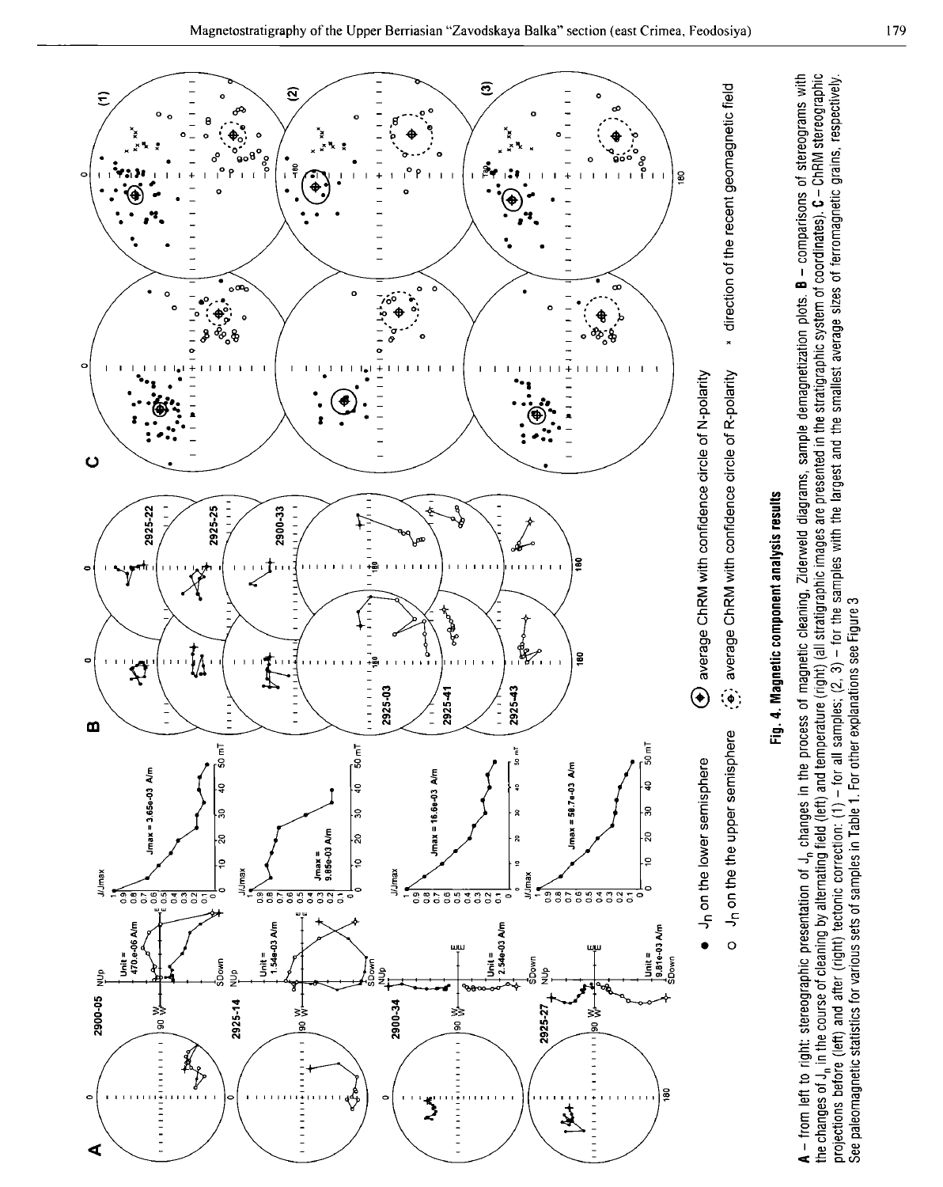**Fig. 4. Magnetic component analysis results**

A – from left to right: stereographic presentation of $J_n$ changes in the process of magnetic cleaning, Ziderveld diagrams, sample demagnetization plots. **B** – comparisons of stereograms with the changes of $J_n$ in the course of cleaning by alternating field (left) and temperature (right) (all stratigraphic images are presented in the stratigraphic system of coordinates). **C** – ChRM stereographic projections before (left) and after (right) tectonic correction: (1) – for all samples; (2, 3) – for the samples with the largest and the smallest average sizes of ferromagnetic grains, respectively. See paleomagnetic statistics for various sets of samples in Table 1. For other explanations see Figure 3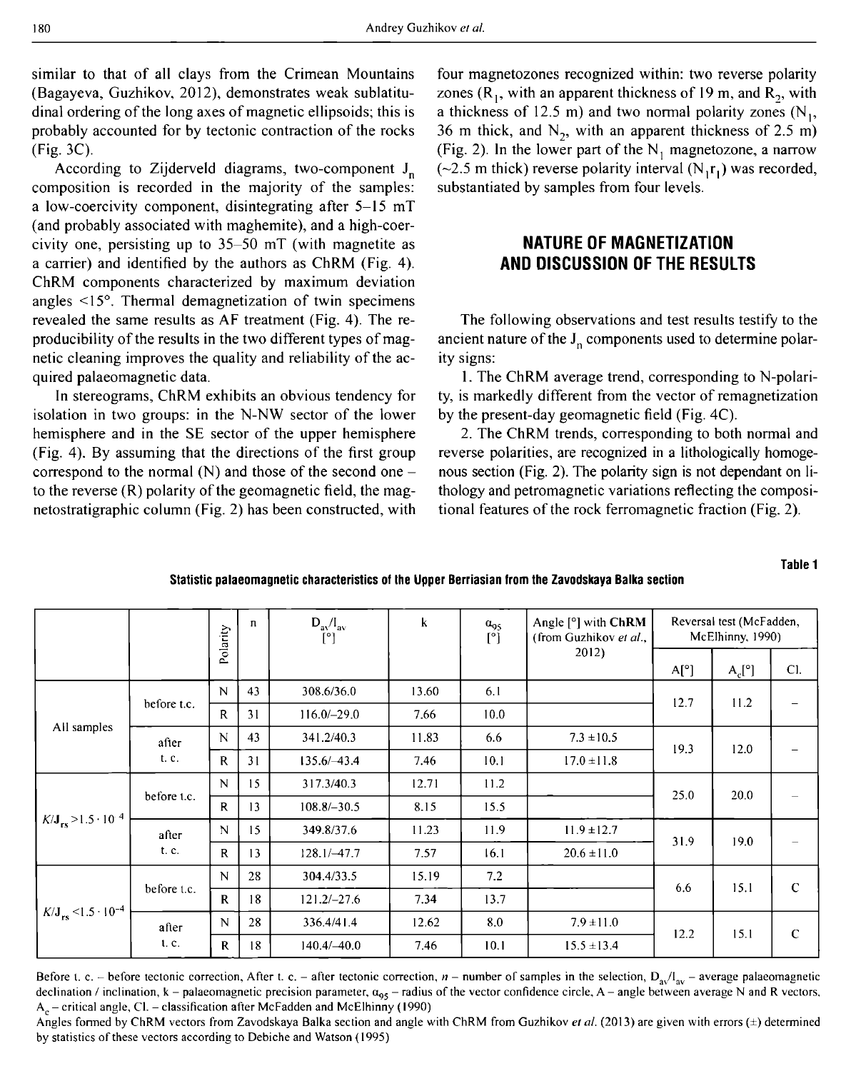similar to that of all clays from the Crimean Mountains (Bagayeva, Guzhikov, 2012), demonstrates weak sublatitudinal ordering of the long axes of magnetic ellipsoids; this is probably accounted for by tectonic contraction of the rocks (Fig. 3C).

According to Zijderveld diagrams, two-component $J_n$ composition is recorded in the majority of the samples: a low-coercivity component, disintegrating after 5–15 mT (and probably associated with maghemite), and a high-coercivity one, persisting up to 35–50 mT (with magnetite as a carrier) and identified by the authors as ChRM (Fig. 4). ChRM components characterized by maximum deviation angles <15°. Thermal demagnetization of twin specimens revealed the same results as AF treatment (Fig. 4). The reproducibility of the results in the two different types of magnetic cleaning improves the quality and reliability of the acquired palaeomagnetic data.

In stereograms, ChRM exhibits an obvious tendency for isolation in two groups: in the N-NW sector of the lower hemisphere and in the SE sector of the upper hemisphere (Fig. 4). By assuming that the directions of the first group correspond to the normal (N) and those of the second one – to the reverse (R) polarity of the geomagnetic field, the magnetostratigraphic column (Fig. 2) has been constructed, with four magnetozones recognized within: two reverse polarity zones ($R_1$, with an apparent thickness of 19 m, and $R_2$, with a thickness of 12.5 m) and two normal polarity zones ($N_1$, 36 m thick, and $N_2$, with an apparent thickness of 2.5 m) (Fig. 2). In the lower part of the $N_1$ magnetozone, a narrow (~2.5 m thick) reverse polarity interval ($N_1r_1$) was recorded, substantiated by samples from four levels.

## NATURE OF MAGNETIZATION AND DISCUSSION OF THE RESULTS

The following observations and test results testify to the ancient nature of the $J_n$ components used to determine polarity signs:

1. The ChRM average trend, corresponding to N-polarity, is markedly different from the vector of remagnetization by the present-day geomagnetic field (Fig. 4C).

2. The ChRM trends, corresponding to both normal and reverse polarities, are recognized in a lithologically homogenous section (Fig. 2). The polarity sign is not dependant on lithology and petromagnetic variations reflecting the compositional features of the rock ferromagnetic fraction (Fig. 2).

**Table 1**

**Statistic palaeomagnetic characteristics of the Upper Berriasian from the Zavodskaya Balka section**

| | | Polarity | n | $D_{av}/I_{av}$ [°] | k | $\alpha_{95}$ [°] | Angle [°] with ChRM (from Guzhikov *et al.*, 2012) | Reversal test (McFadden, McElhinny, 1990) | | |
|---|---|---|---|---|---|---|---|---|---|---|
| | | | | | | | | A[°] | $A_c$[°] | Cl. |
| All samples | before t.c. | N | 43 | 308.6/36.0 | 13.60 | 6.1 | | 12.7 | 11.2 | – |
| | | R | 31 | 116.0/–29.0 | 7.66 | 10.0 | | | | |
| | after t. c. | N | 43 | 341.2/40.3 | 11.83 | 6.6 | 7.3 ±10.5 | 19.3 | 12.0 | – |
| | | R | 31 | 135.6/–43.4 | 7.46 | 10.1 | 17.0 ±11.8 | | | |
| $K/J_{rs} > 1.5 \cdot 10^{-4}$ | before t.c. | N | 15 | 317.3/40.3 | 12.71 | 11.2 | | 25.0 | 20.0 | – |
| | | R | 13 | 108.8/–30.5 | 8.15 | 15.5 | | | | |
| | after t. c. | N | 15 | 349.8/37.6 | 11.23 | 11.9 | 11.9 ±12.7 | 31.9 | 19.0 | – |
| | | R | 13 | 128.1/–47.7 | 7.57 | 16.1 | 20.6 ±11.0 | | | |
| $K/J_{rs} < 1.5 \cdot 10^{-4}$ | before t.c. | N | 28 | 304.4/33.5 | 15.19 | 7.2 | | 6.6 | 15.1 | C |
| | | R | 18 | 121.2/–27.6 | 7.34 | 13.7 | | | | |
| | after t. c. | N | 28 | 336.4/41.4 | 12.62 | 8.0 | 7.9 ±11.0 | 12.2 | 15.1 | C |
| | | R | 18 | 140.4/–40.0 | 7.46 | 10.1 | 15.5 ±13.4 | | | |

Before t. c. – before tectonic correction, After t. c. – after tectonic correction, *n* – number of samples in the selection, $D_{av}/I_{av}$ – average palaeomagnetic declination / inclination, k – palaeomagnetic precision parameter, $\alpha_{95}$ – radius of the vector confidence circle, A – angle between average N and R vectors, $A_c$ – critical angle, Cl. – classification after McFadden and McElhinny (1990)

Angles formed by ChRM vectors from Zavodskaya Balka section and angle with ChRM from Guzhikov *et al.* (2013) are given with errors (±) determined by statistics of these vectors according to Debiche and Watson (1995)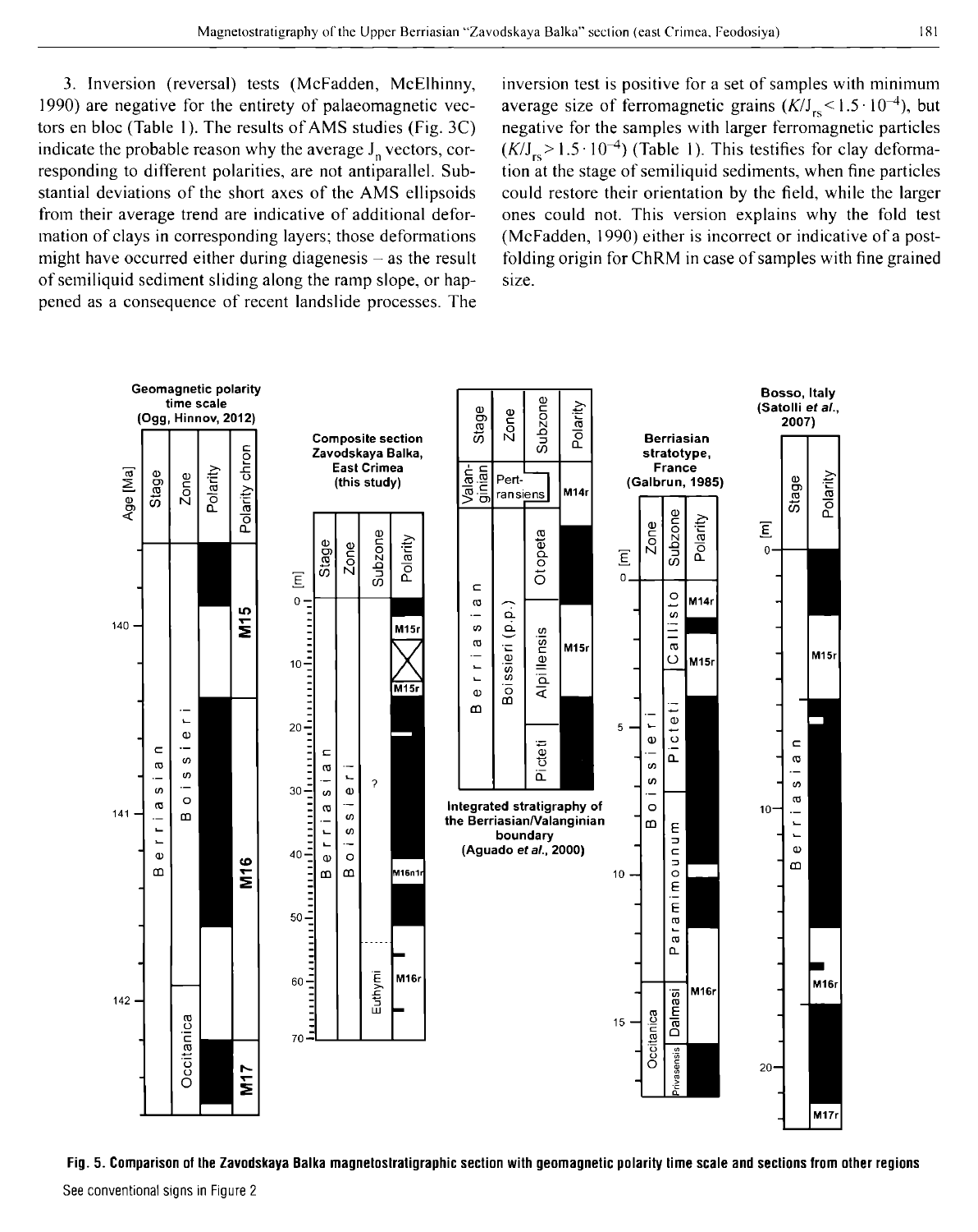3. Inversion (reversal) tests (McFadden, McElhinny, 1990) are negative for the entirety of palaeomagnetic vectors en bloc (Table 1). The results of AMS studies (Fig. 3C) indicate the probable reason why the average $J_n$ vectors, corresponding to different polarities, are not antiparallel. Substantial deviations of the short axes of the AMS ellipsoids from their average trend are indicative of additional deformation of clays in corresponding layers; those deformations might have occurred either during diagenesis – as the result of semiliquid sediment sliding along the ramp slope, or happened as a consequence of recent landslide processes. The inversion test is positive for a set of samples with minimum average size of ferromagnetic grains ($K/J_{rs} < 1.5 \cdot 10^{-4}$), but negative for the samples with larger ferromagnetic particles ($K/J_{rs} > 1.5 \cdot 10^{-4}$) (Table 1). This testifies for clay deformation at the stage of semiliquid sediments, when fine particles could restore their orientation by the field, while the larger ones could not. This version explains why the fold test (McFadden, 1990) either is incorrect or indicative of a post-folding origin for ChRM in case of samples with fine grained size.

**Fig. 5. Comparison of the Zavodskaya Balka magnetostratigraphic section with geomagnetic polarity time scale and sections from other regions**

See conventional signs in Figure 2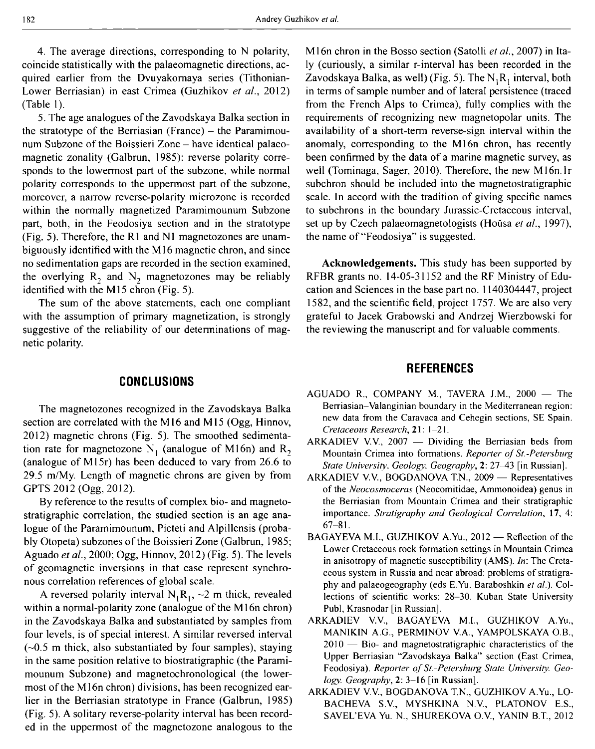4. The average directions, corresponding to N polarity, coincide statistically with the palaeomagnetic directions, acquired earlier from the Dvuyakornaya series (Tithonian-Lower Berriasian) in east Crimea (Guzhikov *et al.*, 2012) (Table 1).

5. The age analogues of the Zavodskaya Balka section in the stratotype of the Berriasian (France) – the Paramimounum Subzone of the Boissieri Zone – have identical palaeomagnetic zonality (Galbrun, 1985): reverse polarity corresponds to the lowermost part of the subzone, while normal polarity corresponds to the uppermost part of the subzone, moreover, a narrow reverse-polarity microzone is recorded within the normally magnetized Paramimounum Subzone part, both, in the Feodosiya section and in the stratotype (Fig. 5). Therefore, the R1 and N1 magnetozones are unambiguously identified with the M16 magnetic chron, and since no sedimentation gaps are recorded in the section examined, the overlying $R_2$ and $N_2$ magnetozones may be reliably identified with the M15 chron (Fig. 5).

The sum of the above statements, each one compliant with the assumption of primary magnetization, is strongly suggestive of the reliability of our determinations of magnetic polarity.

## CONCLUSIONS

The magnetozones recognized in the Zavodskaya Balka section are correlated with the M16 and M15 (Ogg, Hinnov, 2012) magnetic chrons (Fig. 5). The smoothed sedimentation rate for magnetozone $N_1$ (analogue of M16n) and $R_2$ (analogue of M15r) has been deduced to vary from 26.6 to 29.5 m/My. Length of magnetic chrons are given by from GPTS 2012 (Ogg, 2012).

By reference to the results of complex bio- and magnetostratigraphic correlation, the studied section is an age analogue of the Paramimounum, Picteti and Alpillensis (probably Otopeta) subzones of the Boissieri Zone (Galbrun, 1985; Aguado *et al.*, 2000; Ogg, Hinnov, 2012) (Fig. 5). The levels of geomagnetic inversions in that case represent synchronous correlation references of global scale.

A reversed polarity interval $N_1R_1$, ~2 m thick, revealed within a normal-polarity zone (analogue of the M16n chron) in the Zavodskaya Balka and substantiated by samples from four levels, is of special interest. A similar reversed interval (~0.5 m thick, also substantiated by four samples), staying in the same position relative to biostratigraphic (the Paramimounum Subzone) and magnetochronological (the lowermost of the M16n chron) divisions, has been recognized earlier in the Berriasian stratotype in France (Galbrun, 1985) (Fig. 5). A solitary reverse-polarity interval has been recorded in the uppermost of the magnetozone analogous to the M16n chron in the Bosso section (Satolli *et al.*, 2007) in Italy (curiously, a similar r-interval has been recorded in the Zavodskaya Balka, as well) (Fig. 5). The $N_1R_1$ interval, both in terms of sample number and of lateral persistence (traced from the French Alps to Crimea), fully complies with the requirements of recognizing new magnetopolar units. The availability of a short-term reverse-sign interval within the anomaly, corresponding to the M16n chron, has recently been confirmed by the data of a marine magnetic survey, as well (Tominaga, Sager, 2010). Therefore, the new M16n.1r subchron should be included into the magnetostratigraphic scale. In accord with the tradition of giving specific names to subchrons in the boundary Jurassic-Cretaceous interval, set up by Czech palaeomagnetologists (Houša *et al.*, 1997), the name of "Feodosiya" is suggested.

**Acknowledgements.** This study has been supported by RFBR grants no. 14-05-31152 and the RF Ministry of Education and Sciences in the base part no. 1140304447, project 1582, and the scientific field, project 1757. We are also very grateful to Jacek Grabowski and Andrzej Wierzbowski for the reviewing the manuscript and for valuable comments.

## REFERENCES

AGUADO R., COMPANY M., TAVERA J.M., 2000 — The Berriasian–Valanginian boundary in the Mediterranean region: new data from the Caravaca and Cehegin sections, SE Spain. *Cretaceous Research*, **21**: 1–21.

ARKADIEV V.V., 2007 — Dividing the Berriasian beds from Mountain Crimea into formations. *Reporter of St.-Petersburg State University. Geology. Geography*, **2**: 27–43 [in Russian].

ARKADIEV V.V., BOGDANOVA T.N., 2009 — Representatives of the *Neocosmoceras* (Neocomitidae, Ammonoidea) genus in the Berriasian from Mountain Crimea and their stratigraphic importance. *Stratigraphy and Geological Correlation*, **17**, 4: 67–81.

BAGAYEVA M.I., GUZHIKOV A.Yu., 2012 — Reflection of the Lower Cretaceous rock formation settings in Mountain Crimea in anisotropy of magnetic susceptibility (AMS). *In*: The Cretaceous system in Russia and near abroad: problems of stratigraphy and palaeogeography (eds E.Yu. Baraboshkin *et al.*). Collections of scientific works: 28–30. Kuban State University Publ, Krasnodar [in Russian].

ARKADIEV V.V., BAGAYEVA M.I., GUZHIKOV A.Yu., MANIKIN A.G., PERMINOV V.A., YAMPOLSKAYA O.B., 2010 — Bio- and magnetostratigraphic characteristics of the Upper Berriasian "Zavodskaya Balka" section (East Crimea, Feodosiya). *Reporter of St.-Petersburg State University. Geology. Geography*, **2**: 3–16 [in Russian].

ARKADIEV V.V., BOGDANOVA T.N., GUZHIKOV A.Yu., LOBACHEVA S.V., MYSHKINA N.V., PLATONOV E.S., SAVEL'EVA Yu. N., SHUREKOVA O.V., YANIN B.T., 2012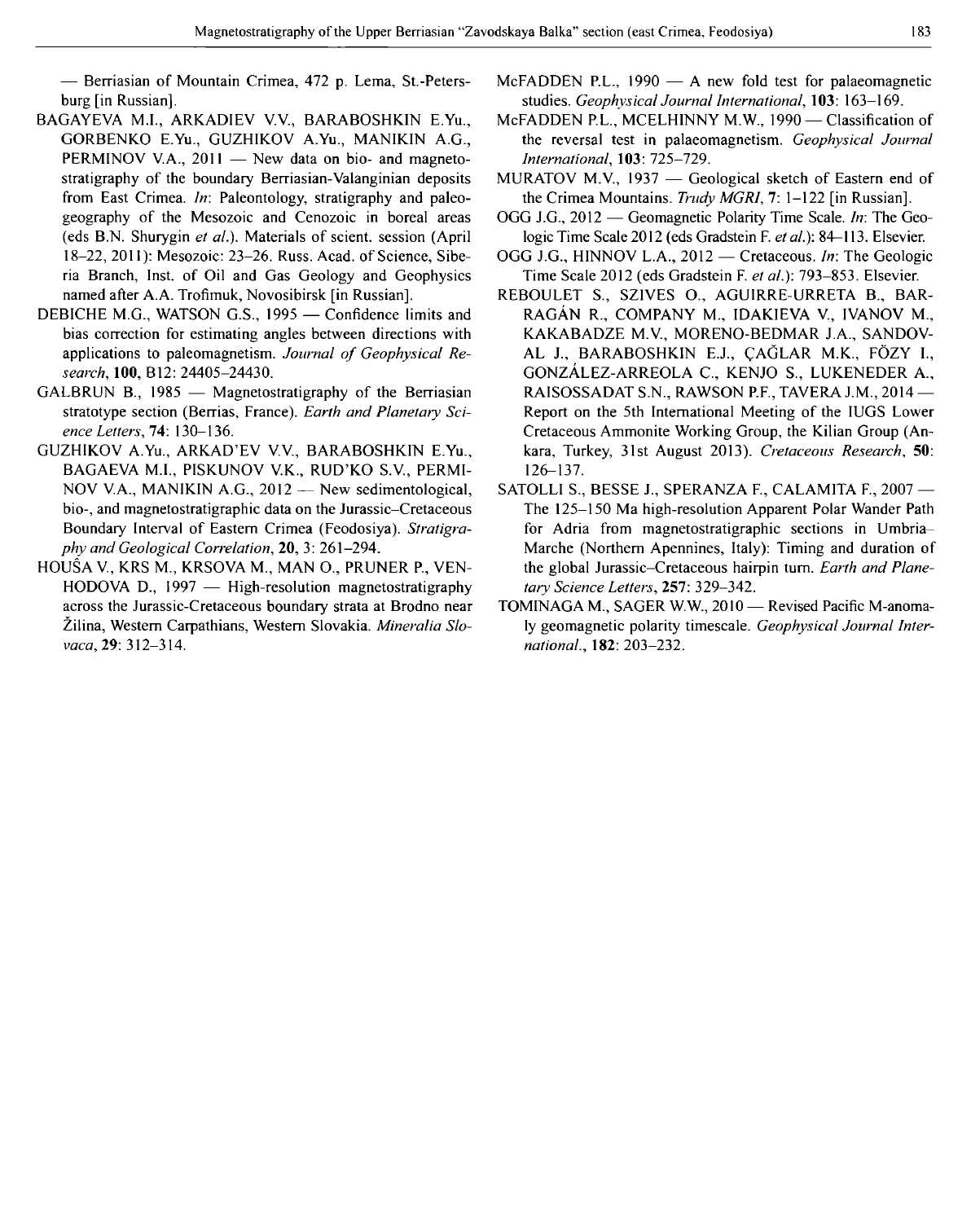— Berriasian of Mountain Crimea, 472 p. Lema, St.-Petersburg [in Russian].

BAGAYEVA M.I., ARKADIEV V.V., BARABOSHKIN E.Yu., GORBENKO E.Yu., GUZHIKOV A.Yu., MANIKIN A.G., PERMINOV V.A., 2011 — New data on bio- and magnetostratigraphy of the boundary Berriasian-Valanginian deposits from East Crimea. *In*: Paleontology, stratigraphy and paleogeography of the Mesozoic and Cenozoic in boreal areas (eds B.N. Shurygin *et al.*). Materials of scient. session (April 18–22, 2011): Mesozoic: 23–26. Russ. Acad. of Science, Siberia Branch, Inst. of Oil and Gas Geology and Geophysics named after A.A. Trofimuk, Novosibirsk [in Russian].

DEBICHE M.G., WATSON G.S., 1995 — Confidence limits and bias correction for estimating angles between directions with applications to paleomagnetism. *Journal of Geophysical Research*, **100**, B12: 24405–24430.

GALBRUN B., 1985 — Magnetostratigraphy of the Berriasian stratotype section (Berrias, France). *Earth and Planetary Science Letters*, **74**: 130–136.

GUZHIKOV A.Yu., ARKAD'EV V.V., BARABOSHKIN E.Yu., BAGAEVA M.I., PISKUNOV V.K., RUD'KO S.V., PERMINOV V.A., MANIKIN A.G., 2012 — New sedimentological, bio-, and magnetostratigraphic data on the Jurassic–Cretaceous Boundary Interval of Eastern Crimea (Feodosiya). *Stratigraphy and Geological Correlation*, **20**, 3: 261–294.

HOUŠA V., KRS M., KRSOVA M., MAN O., PRUNER P., VENHODOVA D., 1997 — High-resolution magnetostratigraphy across the Jurassic-Cretaceous boundary strata at Brodno near Žilina, Western Carpathians, Western Slovakia. *Mineralia Slovaca*, **29**: 312–314.

McFADDEN P.L., 1990 — A new fold test for palaeomagnetic studies. *Geophysical Journal International*, **103**: 163–169.

McFADDEN P.L., MCELHINNY M.W., 1990 — Classification of the reversal test in palaeomagnetism. *Geophysical Journal International*, **103**: 725–729.

MURATOV M.V., 1937 — Geological sketch of Eastern end of the Crimea Mountains. *Trudy MGRI*, **7**: 1–122 [in Russian].

OGG J.G., 2012 — Geomagnetic Polarity Time Scale. *In*: The Geologic Time Scale 2012 (eds Gradstein F. *et al.*): 84–113. Elsevier.

OGG J.G., HINNOV L.A., 2012 — Cretaceous. *In*: The Geologic Time Scale 2012 (eds Gradstein F. *et al.*): 793–853. Elsevier.

REBOULET S., SZIVES O., AGUIRRE-URRETA B., BARRAGÁN R., COMPANY M., IDAKIEVA V., IVANOV M., KAKABADZE M.V., MORENO-BEDMAR J.A., SANDOVAL J., BARABOSHKIN E.J., ÇAĞLAR M.K., FŐZY I., GONZÁLEZ-ARREOLA C., KENJO S., LUKENEDER A., RAISOSSADAT S.N., RAWSON P.F., TAVERA J.M., 2014 — Report on the 5th International Meeting of the IUGS Lower Cretaceous Ammonite Working Group, the Kilian Group (Ankara, Turkey, 31st August 2013). *Cretaceous Research*, **50**: 126–137.

SATOLLI S., BESSE J., SPERANZA F., CALAMITA F., 2007 — The 125–150 Ma high-resolution Apparent Polar Wander Path for Adria from magnetostratigraphic sections in Umbria–Marche (Northern Apennines, Italy): Timing and duration of the global Jurassic–Cretaceous hairpin turn. *Earth and Planetary Science Letters*, **257**: 329–342.

TOMINAGA M., SAGER W.W., 2010 — Revised Pacific M-anomaly geomagnetic polarity timescale. *Geophysical Journal International.*, **182**: 203–232.